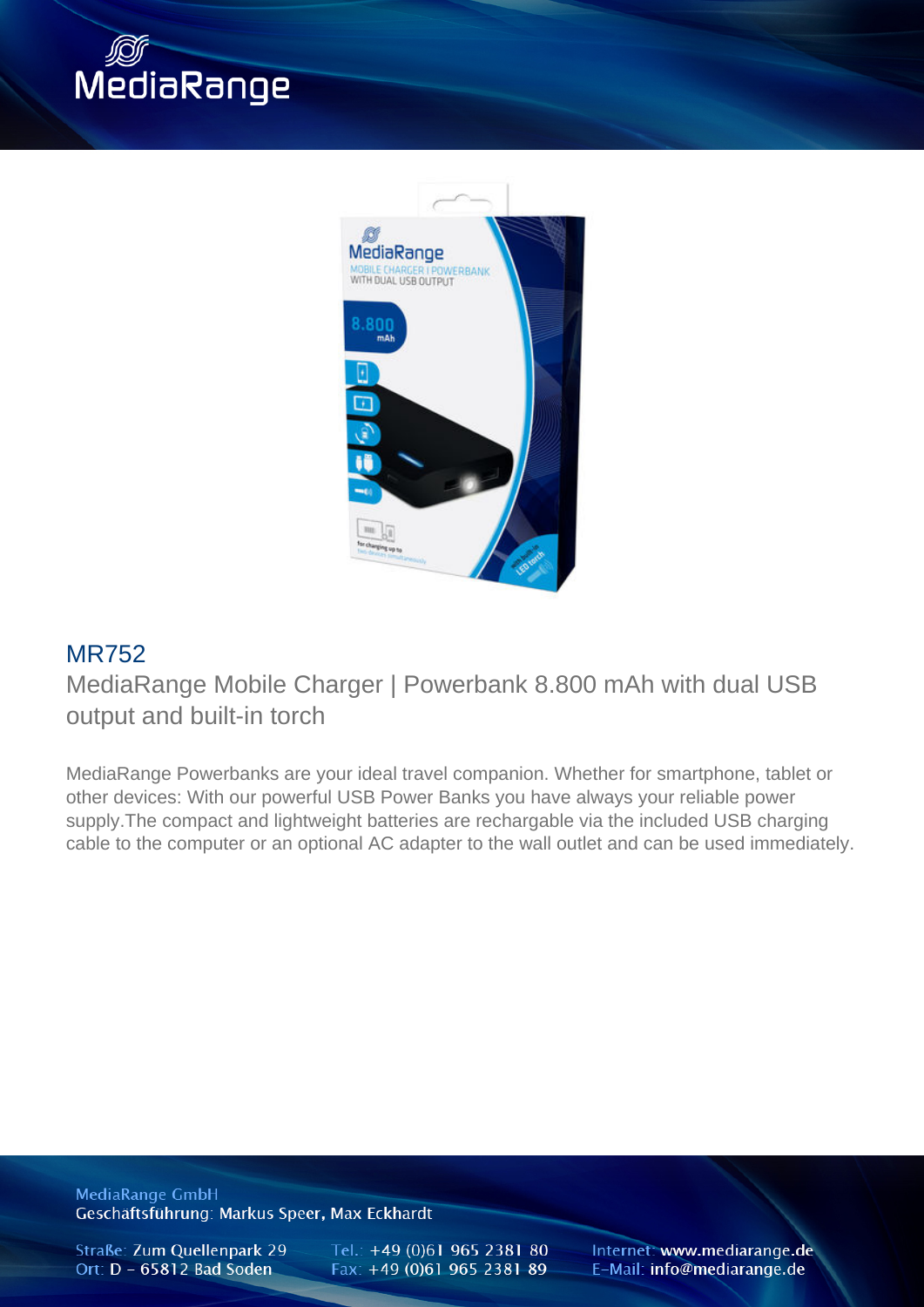# MR752

## MediaRange Mobile Charger | Powerbank 8.800 mAh with dual USB output and built-in torch

MediaRange Powerbanks are your ideal travel companion. Whether for smartphone, tablet or other devices: With our powerful USB Power Banks you have always your reliable power supply.The compact and lightweight batteries are rechargable via the included USB charging cable to the computer or an optional AC adapter to the wall outlet and can be used immediately.

MediaRange GmbH
Geschäftsführung: Markus Speer, Max Eckhardt

Straße: Zum Quellenpark 29
Ort: D – 65812 Bad Soden

Tel.: +49 (0)61 965 2381 80
Fax: +49 (0)61 965 2381 89

Internet: www.mediarange.de
E-Mail: info@mediarange.de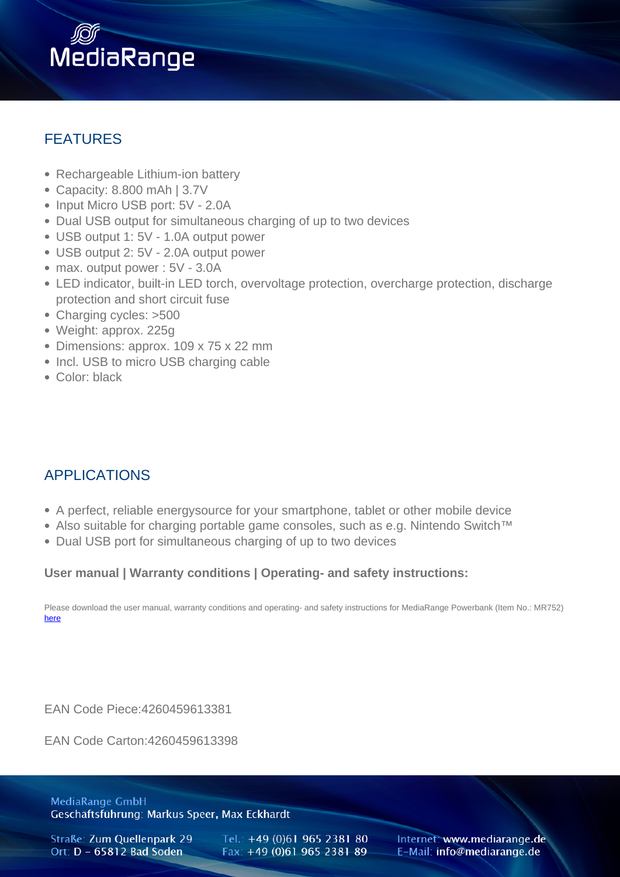## FEATURES

- Rechargeable Lithium-ion battery
- Capacity: 8.800 mAh | 3.7V
- Input Micro USB port: 5V - 2.0A
- Dual USB output for simultaneous charging of up to two devices
- USB output 1: 5V - 1.0A output power
- USB output 2: 5V - 2.0A output power
- max. output power : 5V - 3.0A
- LED indicator, built-in LED torch, overvoltage protection, overcharge protection, discharge protection and short circuit fuse
- Charging cycles: >500
- Weight: approx. 225g
- Dimensions: approx. 109 x 75 x 22 mm
- Incl. USB to micro USB charging cable
- Color: black

## APPLICATIONS

- A perfect, reliable energysource for your smartphone, tablet or other mobile device
- Also suitable for charging portable game consoles, such as e.g. Nintendo Switch™
- Dual USB port for simultaneous charging of up to two devices

**User manual | Warranty conditions | Operating- and safety instructions:**

Please download the user manual, warranty conditions and operating- and safety instructions for MediaRange Powerbank (Item No.: MR752) here

EAN Code Piece:4260459613381

EAN Code Carton:4260459613398

MediaRange GmbH
Geschäftsführung: Markus Speer, Max Eckhardt

Straße: Zum Quellenpark 29
Ort: D - 65812 Bad Soden

Tel.: +49 (0)61 965 2381 80
Fax: +49 (0)61 965 2381 89

Internet: www.mediarange.de
E-Mail: info@mediarange.de